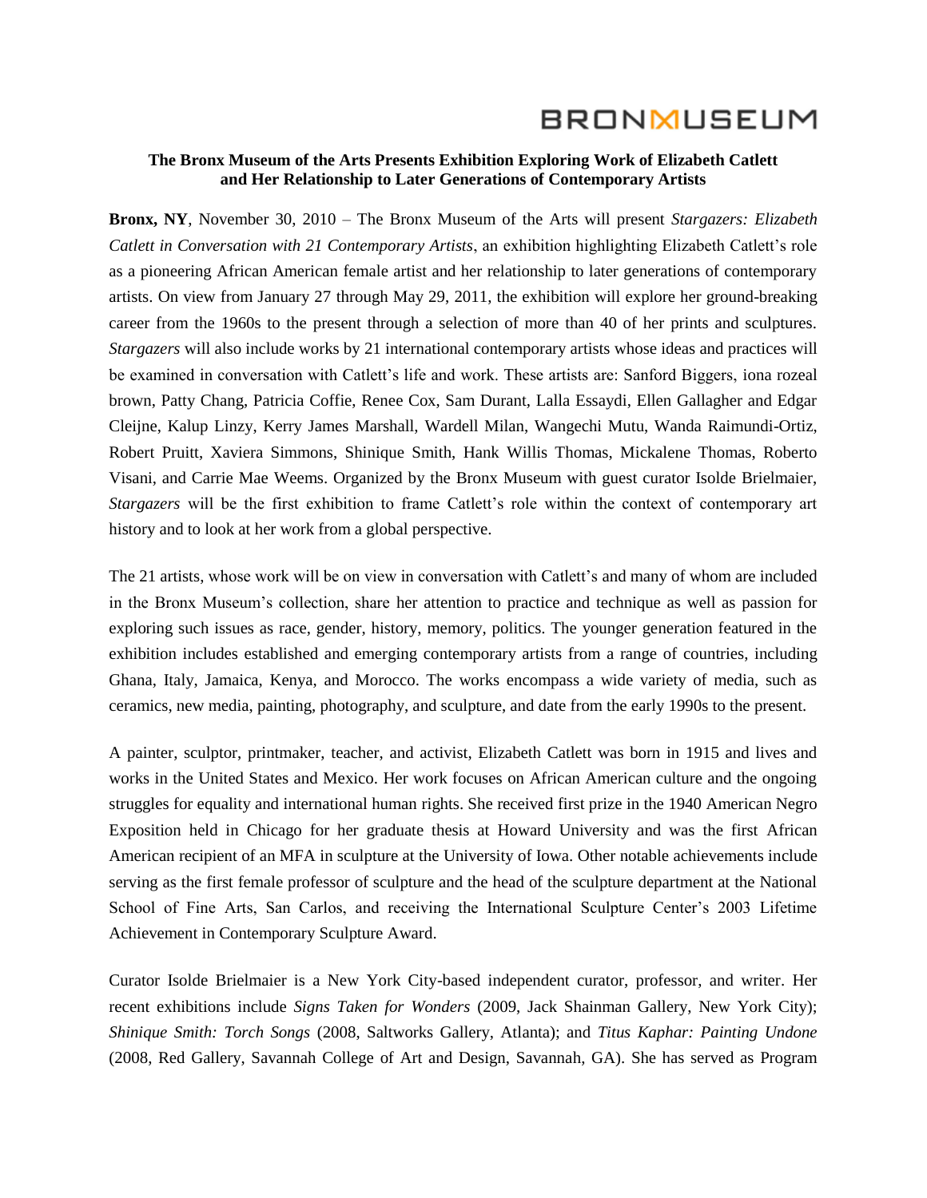BRONXMUSEUM

**The Bronx Museum of the Arts Presents Exhibition Exploring Work of Elizabeth Catlett and Her Relationship to Later Generations of Contemporary Artists**

**Bronx, NY**, November 30, 2010 – The Bronx Museum of the Arts will present *Stargazers: Elizabeth Catlett in Conversation with 21 Contemporary Artists*, an exhibition highlighting Elizabeth Catlett's role as a pioneering African American female artist and her relationship to later generations of contemporary artists. On view from January 27 through May 29, 2011, the exhibition will explore her ground-breaking career from the 1960s to the present through a selection of more than 40 of her prints and sculptures. *Stargazers* will also include works by 21 international contemporary artists whose ideas and practices will be examined in conversation with Catlett's life and work. These artists are: Sanford Biggers, iona rozeal brown, Patty Chang, Patricia Coffie, Renee Cox, Sam Durant, Lalla Essaydi, Ellen Gallagher and Edgar Cleijne, Kalup Linzy, Kerry James Marshall, Wardell Milan, Wangechi Mutu, Wanda Raimundi-Ortiz, Robert Pruitt, Xaviera Simmons, Shinique Smith, Hank Willis Thomas, Mickalene Thomas, Roberto Visani, and Carrie Mae Weems. Organized by the Bronx Museum with guest curator Isolde Brielmaier, *Stargazers* will be the first exhibition to frame Catlett's role within the context of contemporary art history and to look at her work from a global perspective.

The 21 artists, whose work will be on view in conversation with Catlett's and many of whom are included in the Bronx Museum's collection, share her attention to practice and technique as well as passion for exploring such issues as race, gender, history, memory, politics. The younger generation featured in the exhibition includes established and emerging contemporary artists from a range of countries, including Ghana, Italy, Jamaica, Kenya, and Morocco. The works encompass a wide variety of media, such as ceramics, new media, painting, photography, and sculpture, and date from the early 1990s to the present.

A painter, sculptor, printmaker, teacher, and activist, Elizabeth Catlett was born in 1915 and lives and works in the United States and Mexico. Her work focuses on African American culture and the ongoing struggles for equality and international human rights. She received first prize in the 1940 American Negro Exposition held in Chicago for her graduate thesis at Howard University and was the first African American recipient of an MFA in sculpture at the University of Iowa. Other notable achievements include serving as the first female professor of sculpture and the head of the sculpture department at the National School of Fine Arts, San Carlos, and receiving the International Sculpture Center's 2003 Lifetime Achievement in Contemporary Sculpture Award.

Curator Isolde Brielmaier is a New York City-based independent curator, professor, and writer. Her recent exhibitions include *Signs Taken for Wonders* (2009, Jack Shainman Gallery, New York City); *Shinique Smith: Torch Songs* (2008, Saltworks Gallery, Atlanta); and *Titus Kaphar: Painting Undone* (2008, Red Gallery, Savannah College of Art and Design, Savannah, GA). She has served as Program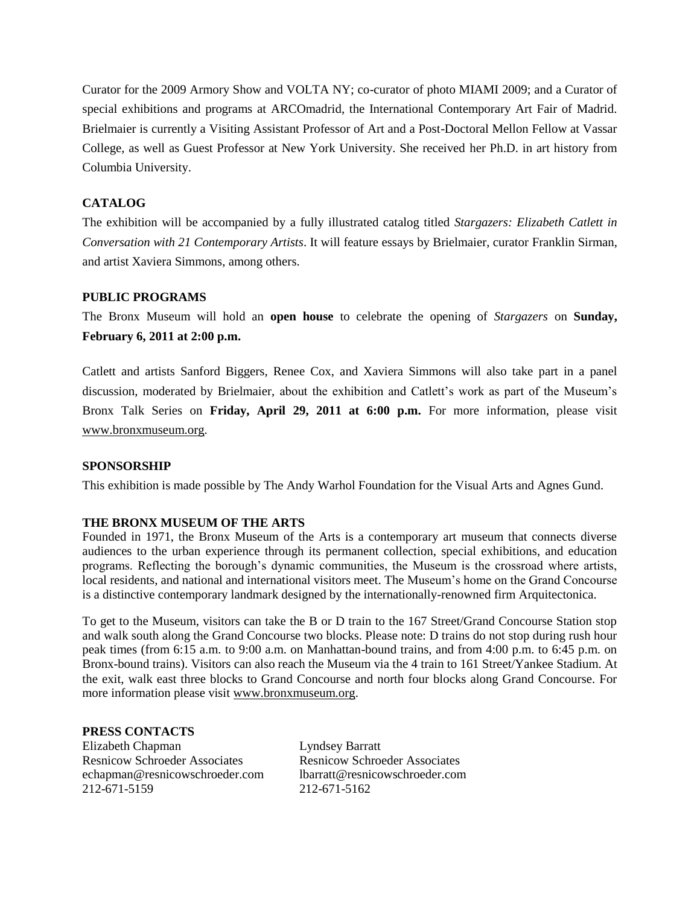Curator for the 2009 Armory Show and VOLTA NY; co-curator of photo MIAMI 2009; and a Curator of special exhibitions and programs at ARCOmadrid, the International Contemporary Art Fair of Madrid. Brielmaier is currently a Visiting Assistant Professor of Art and a Post-Doctoral Mellon Fellow at Vassar College, as well as Guest Professor at New York University. She received her Ph.D. in art history from Columbia University.

## CATALOG

The exhibition will be accompanied by a fully illustrated catalog titled *Stargazers: Elizabeth Catlett in Conversation with 21 Contemporary Artists*. It will feature essays by Brielmaier, curator Franklin Sirman, and artist Xaviera Simmons, among others.

## PUBLIC PROGRAMS

The Bronx Museum will hold an **open house** to celebrate the opening of *Stargazers* on **Sunday, February 6, 2011 at 2:00 p.m.**

Catlett and artists Sanford Biggers, Renee Cox, and Xaviera Simmons will also take part in a panel discussion, moderated by Brielmaier, about the exhibition and Catlett's work as part of the Museum's Bronx Talk Series on **Friday, April 29, 2011 at 6:00 p.m.** For more information, please visit www.bronxmuseum.org.

## SPONSORSHIP

This exhibition is made possible by The Andy Warhol Foundation for the Visual Arts and Agnes Gund.

## THE BRONX MUSEUM OF THE ARTS

Founded in 1971, the Bronx Museum of the Arts is a contemporary art museum that connects diverse audiences to the urban experience through its permanent collection, special exhibitions, and education programs. Reflecting the borough's dynamic communities, the Museum is the crossroad where artists, local residents, and national and international visitors meet. The Museum's home on the Grand Concourse is a distinctive contemporary landmark designed by the internationally-renowned firm Arquitectonica.

To get to the Museum, visitors can take the B or D train to the 167 Street/Grand Concourse Station stop and walk south along the Grand Concourse two blocks. Please note: D trains do not stop during rush hour peak times (from 6:15 a.m. to 9:00 a.m. on Manhattan-bound trains, and from 4:00 p.m. to 6:45 p.m. on Bronx-bound trains). Visitors can also reach the Museum via the 4 train to 161 Street/Yankee Stadium. At the exit, walk east three blocks to Grand Concourse and north four blocks along Grand Concourse. For more information please visit www.bronxmuseum.org.

## PRESS CONTACTS

Elizabeth Chapman
Resnicow Schroeder Associates
echapman@resnicowschroeder.com
212-671-5159

Lyndsey Barratt
Resnicow Schroeder Associates
lbarratt@resnicowschroeder.com
212-671-5162